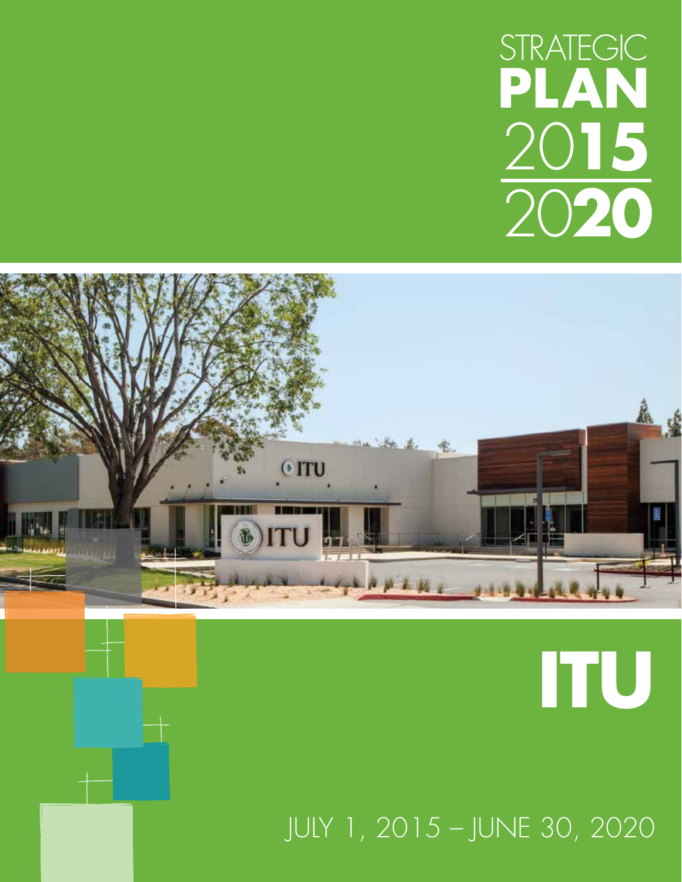# STRATEGIC PLAN 2015 2020

# ITU

JULY 1, 2015 – JUNE 30, 2020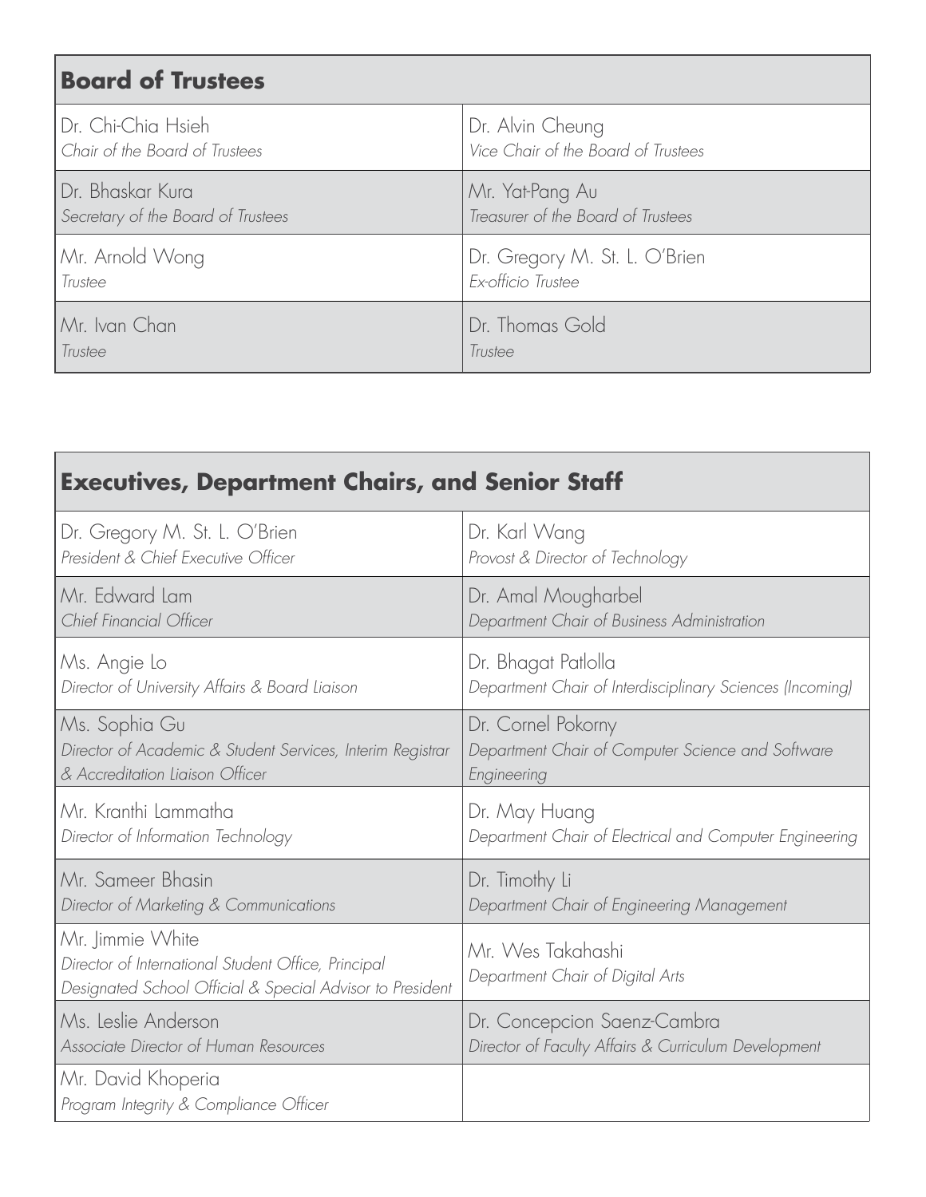## Board of Trustees

| | |
|---|---|
| Dr. Chi-Chia Hsieh<br>*Chair of the Board of Trustees* | Dr. Alvin Cheung<br>*Vice Chair of the Board of Trustees* |
| Dr. Bhaskar Kura<br>*Secretary of the Board of Trustees* | Mr. Yat-Pang Au<br>*Treasurer of the Board of Trustees* |
| Mr. Arnold Wong<br>*Trustee* | Dr. Gregory M. St. L. O'Brien<br>*Ex-officio Trustee* |
| Mr. Ivan Chan<br>*Trustee* | Dr. Thomas Gold<br>*Trustee* |

## Executives, Department Chairs, and Senior Staff

| | |
|---|---|
| Dr. Gregory M. St. L. O'Brien<br>*President & Chief Executive Officer* | Dr. Karl Wang<br>*Provost & Director of Technology* |
| Mr. Edward Lam<br>*Chief Financial Officer* | Dr. Amal Mougharbel<br>*Department Chair of Business Administration* |
| Ms. Angie Lo<br>*Director of University Affairs & Board Liaison* | Dr. Bhagat Patlolla<br>*Department Chair of Interdisciplinary Sciences (Incoming)* |
| Ms. Sophia Gu<br>*Director of Academic & Student Services, Interim Registrar & Accreditation Liaison Officer* | Dr. Cornel Pokorny<br>*Department Chair of Computer Science and Software Engineering* |
| Mr. Kranthi Lammatha<br>*Director of Information Technology* | Dr. May Huang<br>*Department Chair of Electrical and Computer Engineering* |
| Mr. Sameer Bhasin<br>*Director of Marketing & Communications* | Dr. Timothy Li<br>*Department Chair of Engineering Management* |
| Mr. Jimmie White<br>*Director of International Student Office, Principal Designated School Official & Special Advisor to President* | Mr. Wes Takahashi<br>*Department Chair of Digital Arts* |
| Ms. Leslie Anderson<br>*Associate Director of Human Resources* | Dr. Concepcion Saenz-Cambra<br>*Director of Faculty Affairs & Curriculum Development* |
| Mr. David Khoperia<br>*Program Integrity & Compliance Officer* | |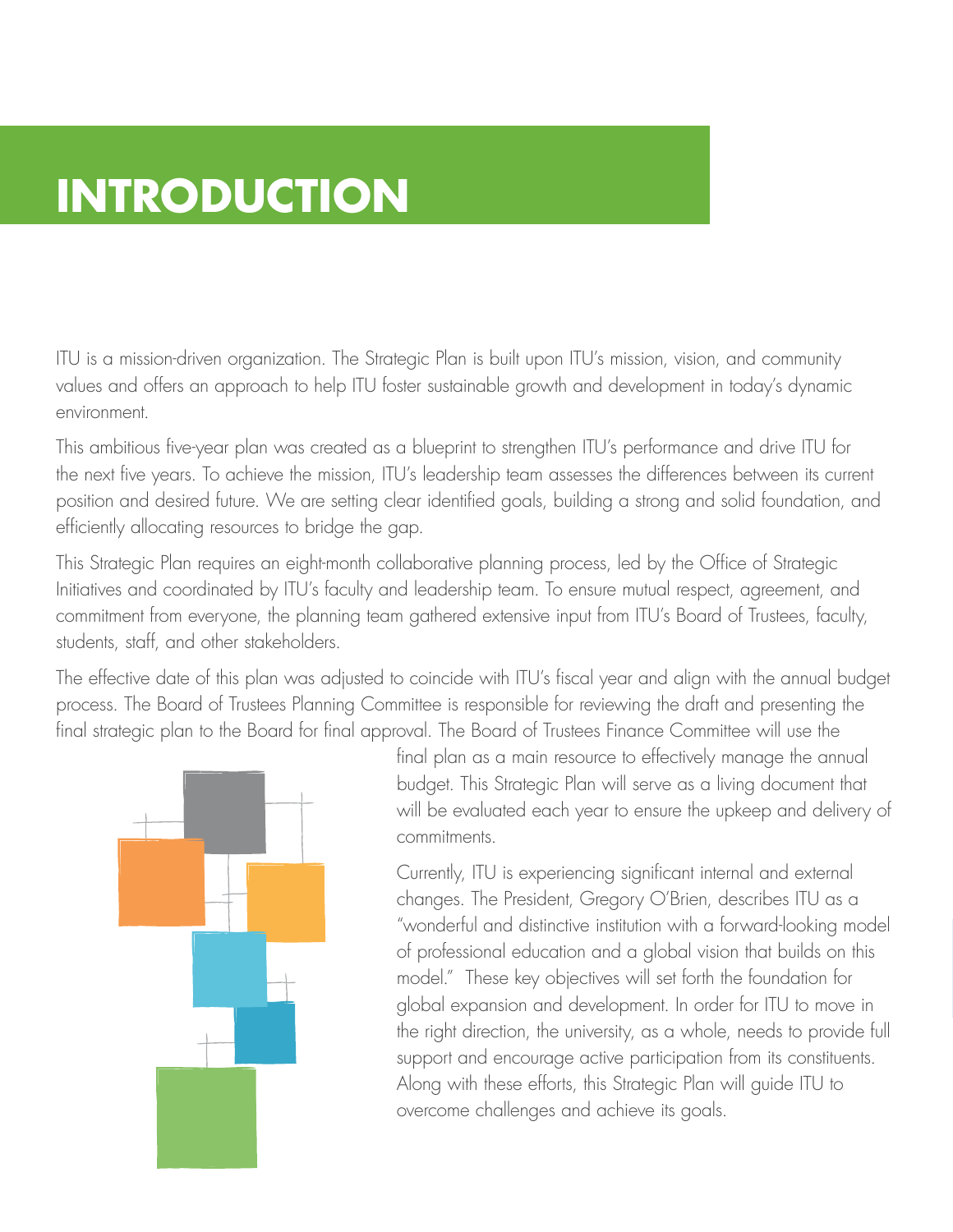# INTRODUCTION

ITU is a mission-driven organization. The Strategic Plan is built upon ITU's mission, vision, and community values and offers an approach to help ITU foster sustainable growth and development in today's dynamic environment.

This ambitious five-year plan was created as a blueprint to strengthen ITU's performance and drive ITU for the next five years. To achieve the mission, ITU's leadership team assesses the differences between its current position and desired future. We are setting clear identified goals, building a strong and solid foundation, and efficiently allocating resources to bridge the gap.

This Strategic Plan requires an eight-month collaborative planning process, led by the Office of Strategic Initiatives and coordinated by ITU's faculty and leadership team. To ensure mutual respect, agreement, and commitment from everyone, the planning team gathered extensive input from ITU's Board of Trustees, faculty, students, staff, and other stakeholders.

The effective date of this plan was adjusted to coincide with ITU's fiscal year and align with the annual budget process. The Board of Trustees Planning Committee is responsible for reviewing the draft and presenting the final strategic plan to the Board for final approval. The Board of Trustees Finance Committee will use the final plan as a main resource to effectively manage the annual budget. This Strategic Plan will serve as a living document that will be evaluated each year to ensure the upkeep and delivery of commitments.

Currently, ITU is experiencing significant internal and external changes. The President, Gregory O'Brien, describes ITU as a "wonderful and distinctive institution with a forward-looking model of professional education and a global vision that builds on this model." These key objectives will set forth the foundation for global expansion and development. In order for ITU to move in the right direction, the university, as a whole, needs to provide full support and encourage active participation from its constituents. Along with these efforts, this Strategic Plan will guide ITU to overcome challenges and achieve its goals.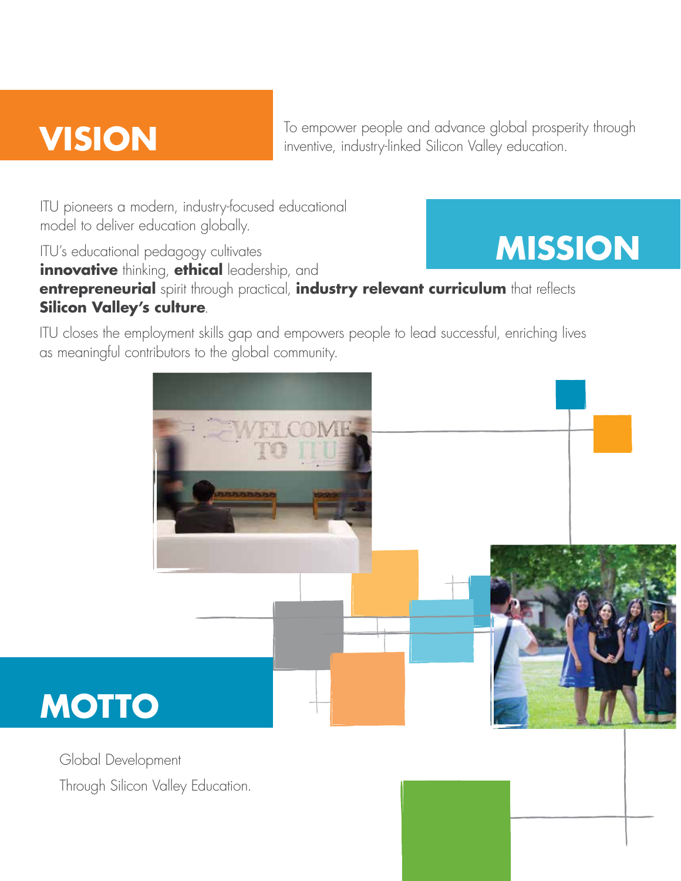## VISION

To empower people and advance global prosperity through inventive, industry-linked Silicon Valley education.

## MISSION

ITU pioneers a modern, industry-focused educational model to deliver education globally.

ITU's educational pedagogy cultivates **innovative** thinking, **ethical** leadership, and **entrepreneurial** spirit through practical, **industry relevant curriculum** that reflects **Silicon Valley's culture**.

ITU closes the employment skills gap and empowers people to lead successful, enriching lives as meaningful contributors to the global community.

## MOTTO

Global Development
Through Silicon Valley Education.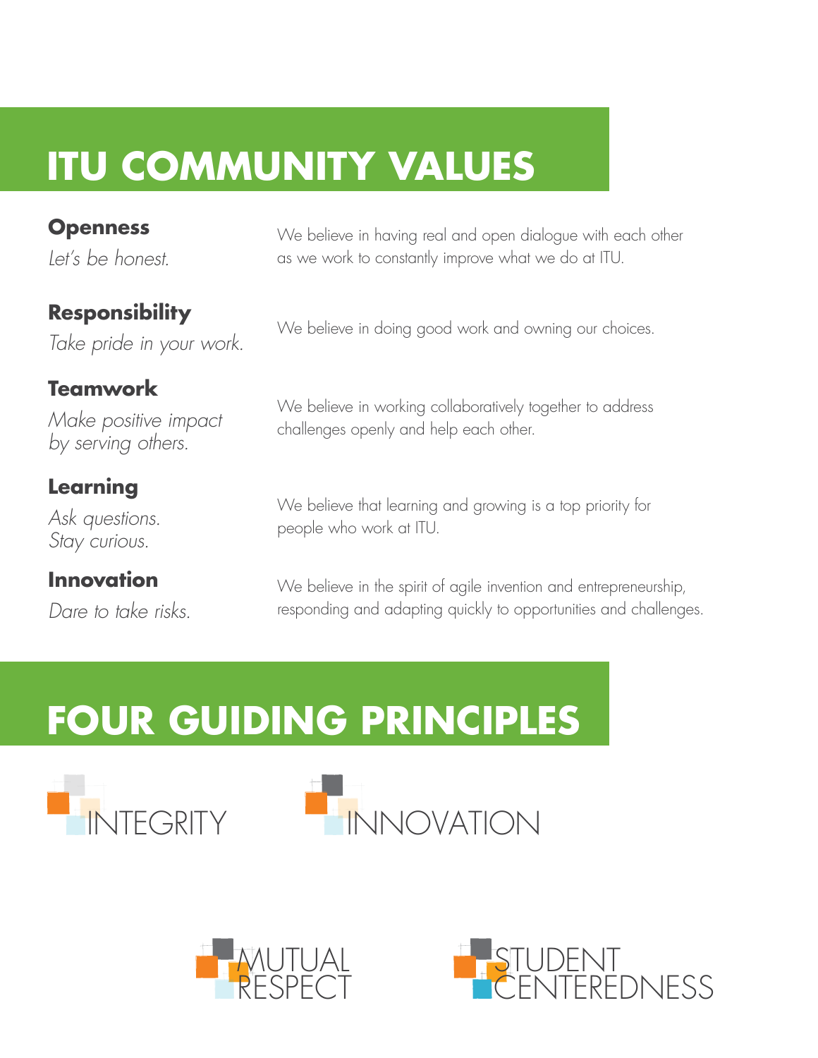# ITU COMMUNITY VALUES

**Openness**
*Let's be honest.*

We believe in having real and open dialogue with each other as we work to constantly improve what we do at ITU.

**Responsibility**
*Take pride in your work.*

We believe in doing good work and owning our choices.

**Teamwork**
*Make positive impact by serving others.*

We believe in working collaboratively together to address challenges openly and help each other.

**Learning**
*Ask questions. Stay curious.*

We believe that learning and growing is a top priority for people who work at ITU.

**Innovation**
*Dare to take risks.*

We believe in the spirit of agile invention and entrepreneurship, responding and adapting quickly to opportunities and challenges.

# FOUR GUIDING PRINCIPLES

INTEGRITY

INNOVATION

MUTUAL RESPECT

STUDENT CENTEREDNESS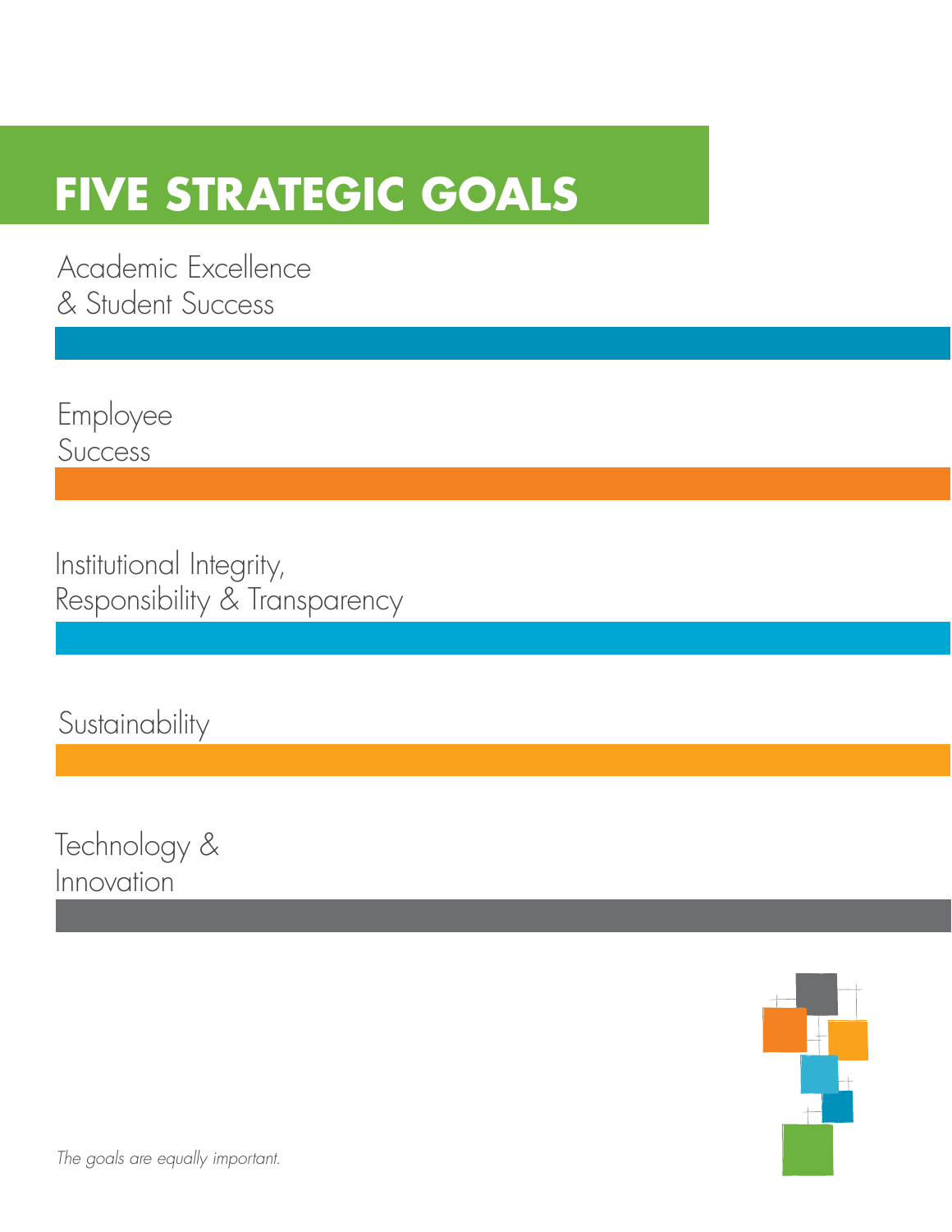# FIVE STRATEGIC GOALS

Academic Excellence & Student Success

Employee Success

Institutional Integrity, Responsibility & Transparency

Sustainability

Technology & Innovation

*The goals are equally important.*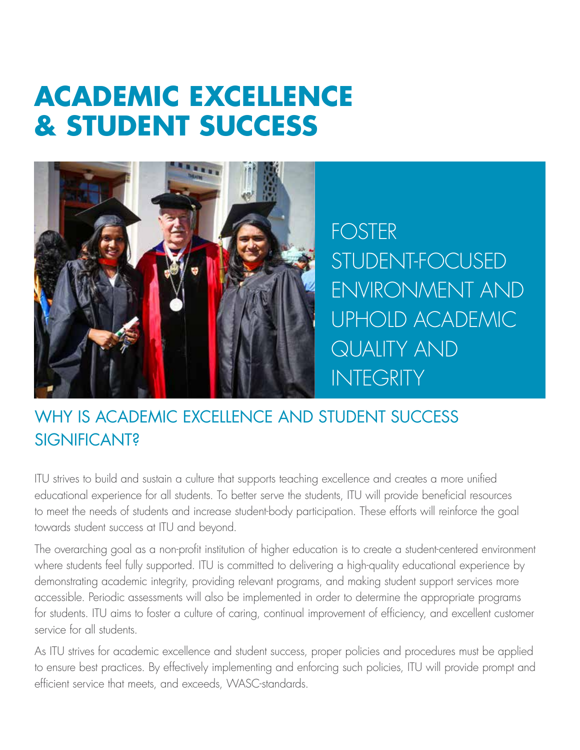# ACADEMIC EXCELLENCE & STUDENT SUCCESS

FOSTER STUDENT-FOCUSED ENVIRONMENT AND UPHOLD ACADEMIC QUALITY AND INTEGRITY

## WHY IS ACADEMIC EXCELLENCE AND STUDENT SUCCESS SIGNIFICANT?

ITU strives to build and sustain a culture that supports teaching excellence and creates a more unified educational experience for all students. To better serve the students, ITU will provide beneficial resources to meet the needs of students and increase student-body participation. These efforts will reinforce the goal towards student success at ITU and beyond.

The overarching goal as a non-profit institution of higher education is to create a student-centered environment where students feel fully supported. ITU is committed to delivering a high-quality educational experience by demonstrating academic integrity, providing relevant programs, and making student support services more accessible. Periodic assessments will also be implemented in order to determine the appropriate programs for students. ITU aims to foster a culture of caring, continual improvement of efficiency, and excellent customer service for all students.

As ITU strives for academic excellence and student success, proper policies and procedures must be applied to ensure best practices. By effectively implementing and enforcing such policies, ITU will provide prompt and efficient service that meets, and exceeds, WASC-standards.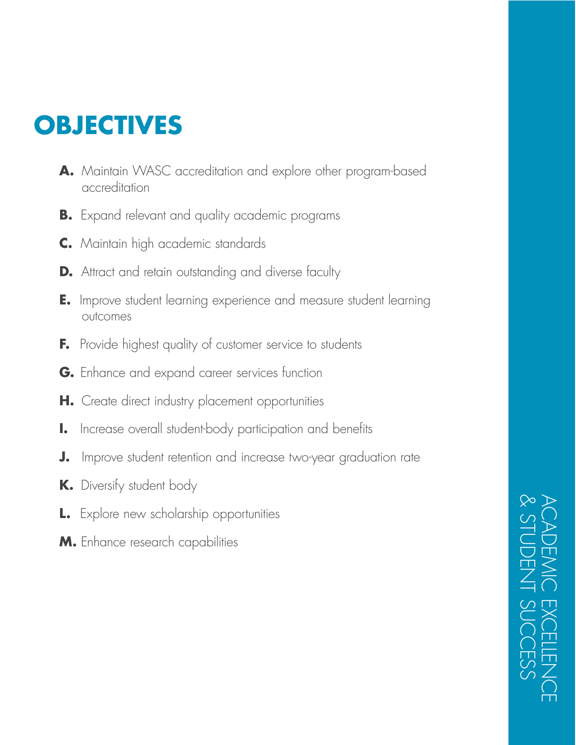# OBJECTIVES

**A.** Maintain WASC accreditation and explore other program-based accreditation

**B.** Expand relevant and quality academic programs

**C.** Maintain high academic standards

**D.** Attract and retain outstanding and diverse faculty

**E.** Improve student learning experience and measure student learning outcomes

**F.** Provide highest quality of customer service to students

**G.** Enhance and expand career services function

**H.** Create direct industry placement opportunities

**I.** Increase overall student-body participation and benefits

**J.** Improve student retention and increase two-year graduation rate

**K.** Diversify student body

**L.** Explore new scholarship opportunities

**M.** Enhance research capabilities

ACADEMIC EXCELLENCE & STUDENT SUCCESS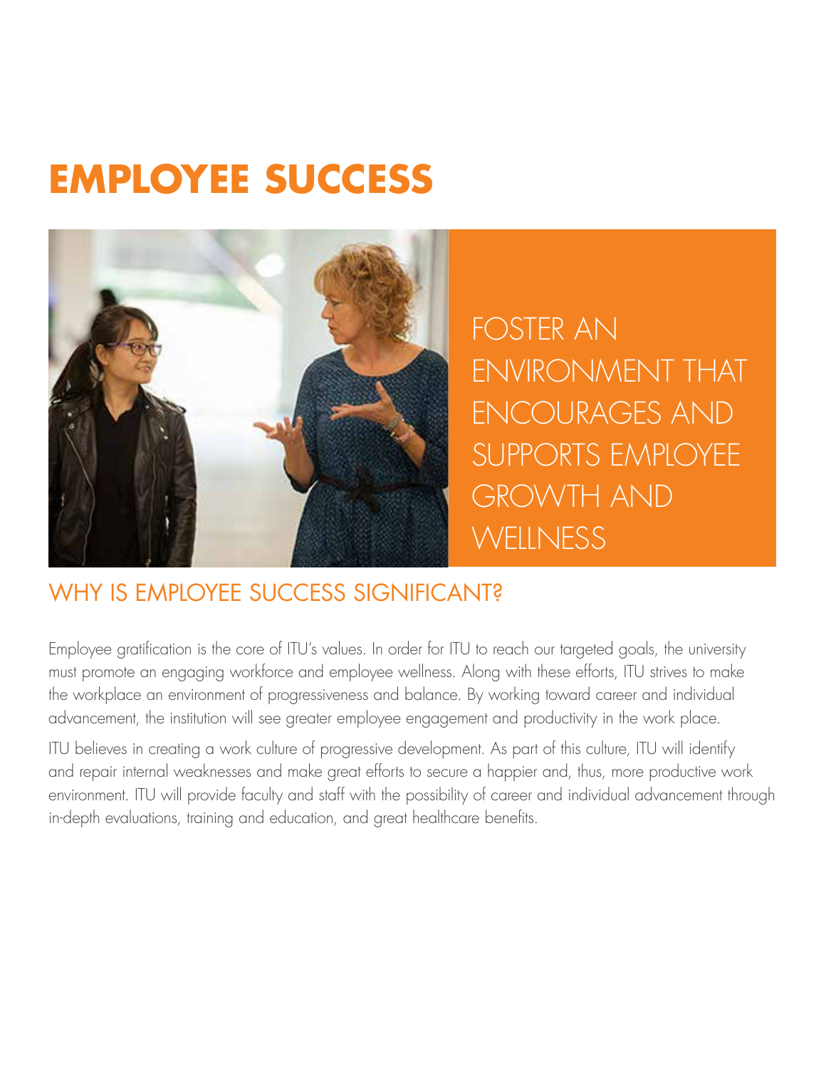# EMPLOYEE SUCCESS

FOSTER AN ENVIRONMENT THAT ENCOURAGES AND SUPPORTS EMPLOYEE GROWTH AND WELLNESS

## WHY IS EMPLOYEE SUCCESS SIGNIFICANT?

Employee gratification is the core of ITU's values. In order for ITU to reach our targeted goals, the university must promote an engaging workforce and employee wellness. Along with these efforts, ITU strives to make the workplace an environment of progressiveness and balance. By working toward career and individual advancement, the institution will see greater employee engagement and productivity in the work place.

ITU believes in creating a work culture of progressive development. As part of this culture, ITU will identify and repair internal weaknesses and make great efforts to secure a happier and, thus, more productive work environment. ITU will provide faculty and staff with the possibility of career and individual advancement through in-depth evaluations, training and education, and great healthcare benefits.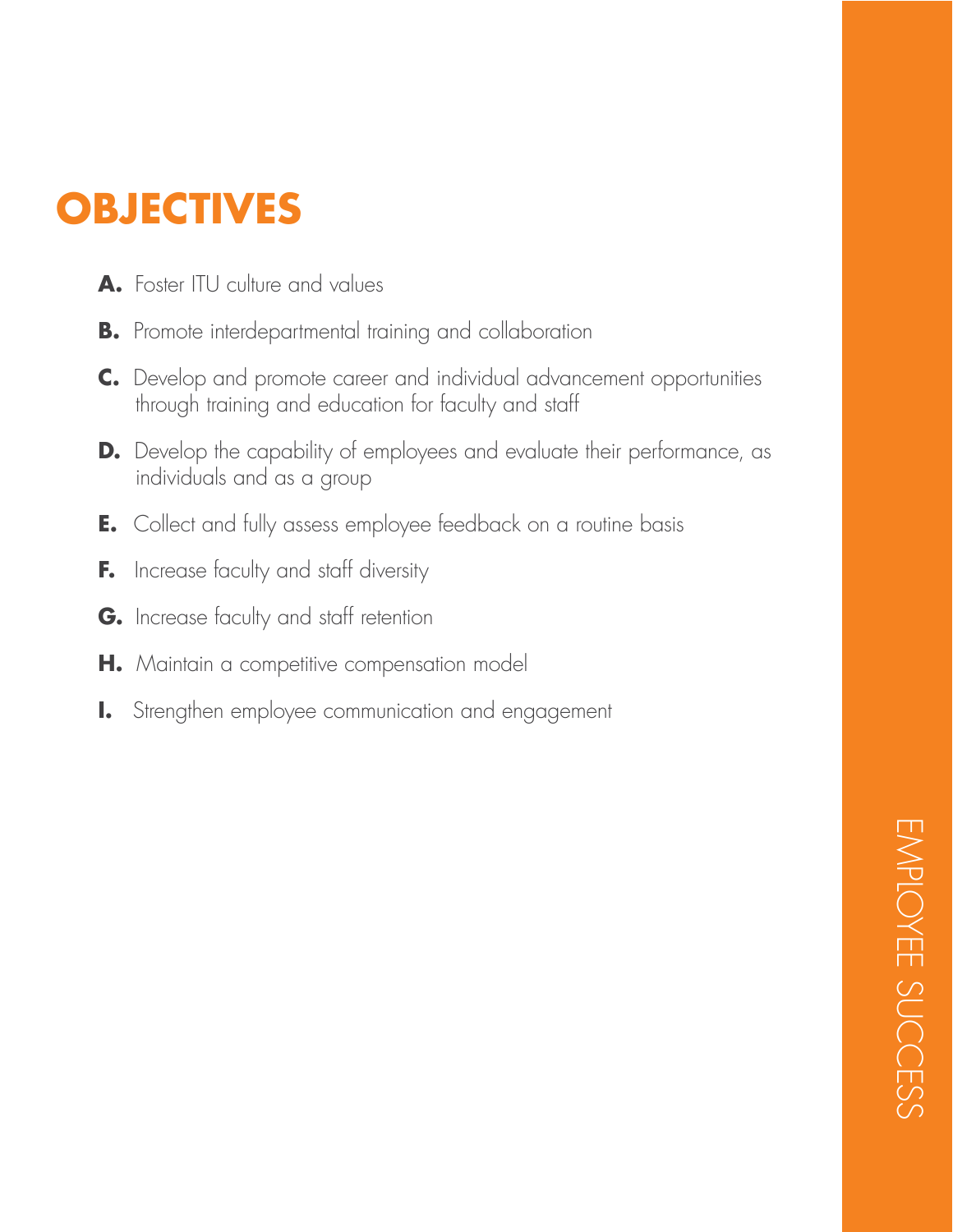# OBJECTIVES

**A.** Foster ITU culture and values

**B.** Promote interdepartmental training and collaboration

**C.** Develop and promote career and individual advancement opportunities through training and education for faculty and staff

**D.** Develop the capability of employees and evaluate their performance, as individuals and as a group

**E.** Collect and fully assess employee feedback on a routine basis

**F.** Increase faculty and staff diversity

**G.** Increase faculty and staff retention

**H.** Maintain a competitive compensation model

**I.** Strengthen employee communication and engagement

EMPLOYEE SUCCESS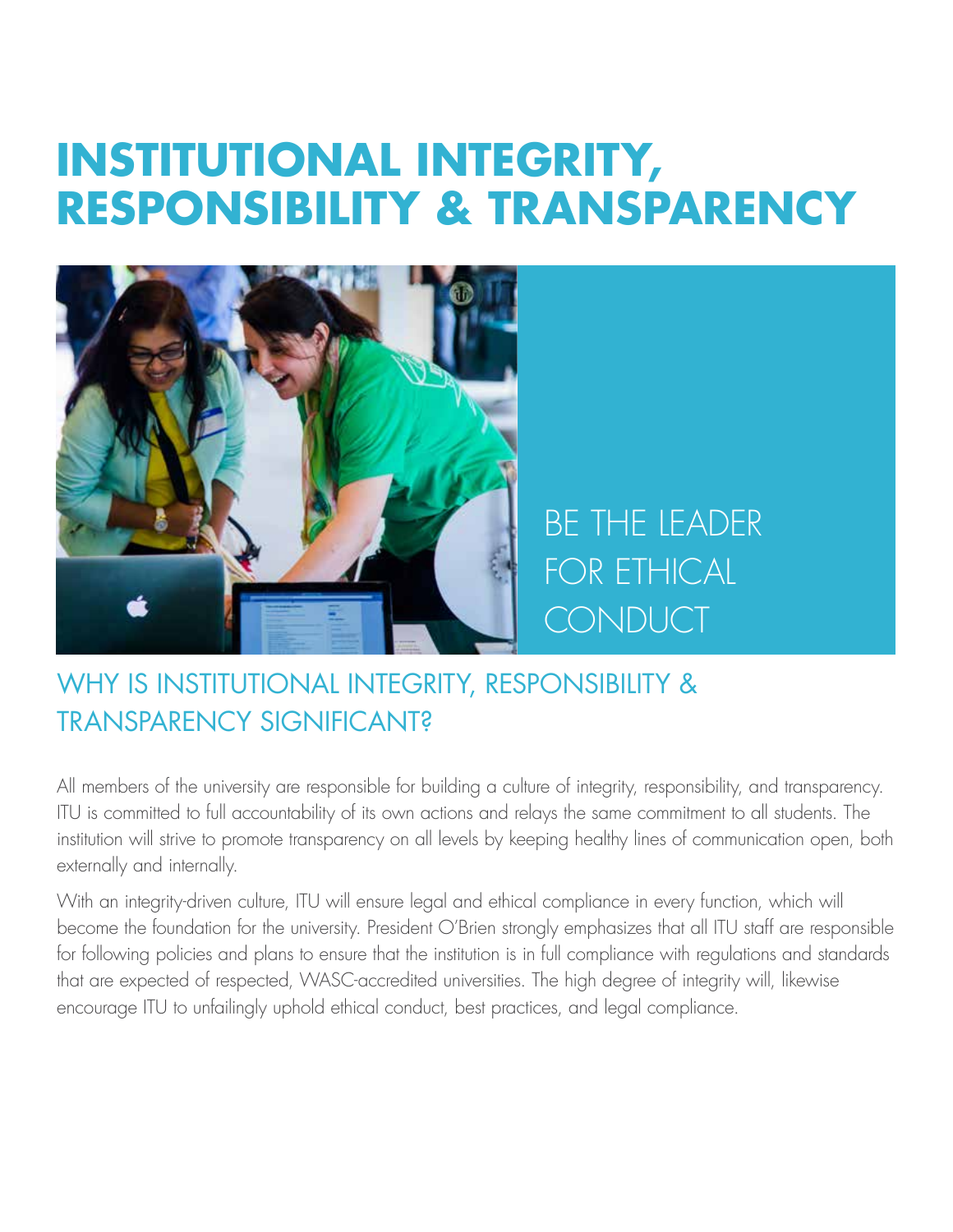# INSTITUTIONAL INTEGRITY, RESPONSIBILITY & TRANSPARENCY

BE THE LEADER FOR ETHICAL CONDUCT

## WHY IS INSTITUTIONAL INTEGRITY, RESPONSIBILITY & TRANSPARENCY SIGNIFICANT?

All members of the university are responsible for building a culture of integrity, responsibility, and transparency. ITU is committed to full accountability of its own actions and relays the same commitment to all students. The institution will strive to promote transparency on all levels by keeping healthy lines of communication open, both externally and internally.

With an integrity-driven culture, ITU will ensure legal and ethical compliance in every function, which will become the foundation for the university. President O'Brien strongly emphasizes that all ITU staff are responsible for following policies and plans to ensure that the institution is in full compliance with regulations and standards that are expected of respected, WASC-accredited universities. The high degree of integrity will, likewise encourage ITU to unfailingly uphold ethical conduct, best practices, and legal compliance.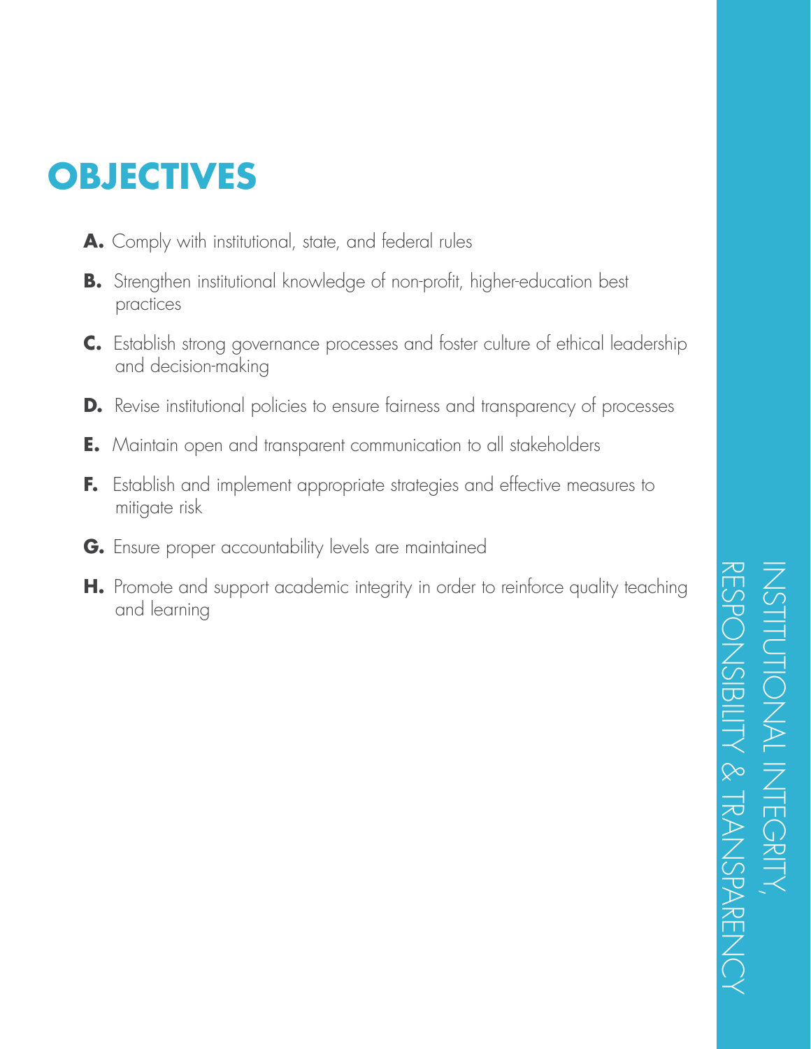## OBJECTIVES

**A.** Comply with institutional, state, and federal rules

**B.** Strengthen institutional knowledge of non-profit, higher-education best practices

**C.** Establish strong governance processes and foster culture of ethical leadership and decision-making

**D.** Revise institutional policies to ensure fairness and transparency of processes

**E.** Maintain open and transparent communication to all stakeholders

**F.** Establish and implement appropriate strategies and effective measures to mitigate risk

**G.** Ensure proper accountability levels are maintained

**H.** Promote and support academic integrity in order to reinforce quality teaching and learning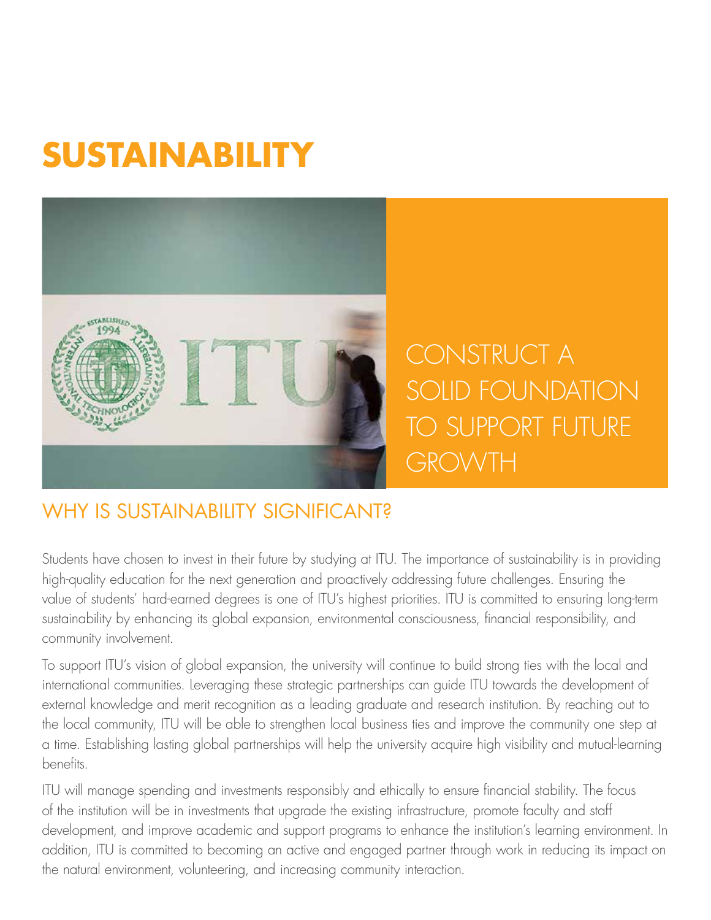# SUSTAINABILITY

CONSTRUCT A SOLID FOUNDATION TO SUPPORT FUTURE GROWTH

## WHY IS SUSTAINABILITY SIGNIFICANT?

Students have chosen to invest in their future by studying at ITU. The importance of sustainability is in providing high-quality education for the next generation and proactively addressing future challenges. Ensuring the value of students' hard-earned degrees is one of ITU's highest priorities. ITU is committed to ensuring long-term sustainability by enhancing its global expansion, environmental consciousness, financial responsibility, and community involvement.

To support ITU's vision of global expansion, the university will continue to build strong ties with the local and international communities. Leveraging these strategic partnerships can guide ITU towards the development of external knowledge and merit recognition as a leading graduate and research institution. By reaching out to the local community, ITU will be able to strengthen local business ties and improve the community one step at a time. Establishing lasting global partnerships will help the university acquire high visibility and mutual-learning benefits.

ITU will manage spending and investments responsibly and ethically to ensure financial stability. The focus of the institution will be in investments that upgrade the existing infrastructure, promote faculty and staff development, and improve academic and support programs to enhance the institution's learning environment. In addition, ITU is committed to becoming an active and engaged partner through work in reducing its impact on the natural environment, volunteering, and increasing community interaction.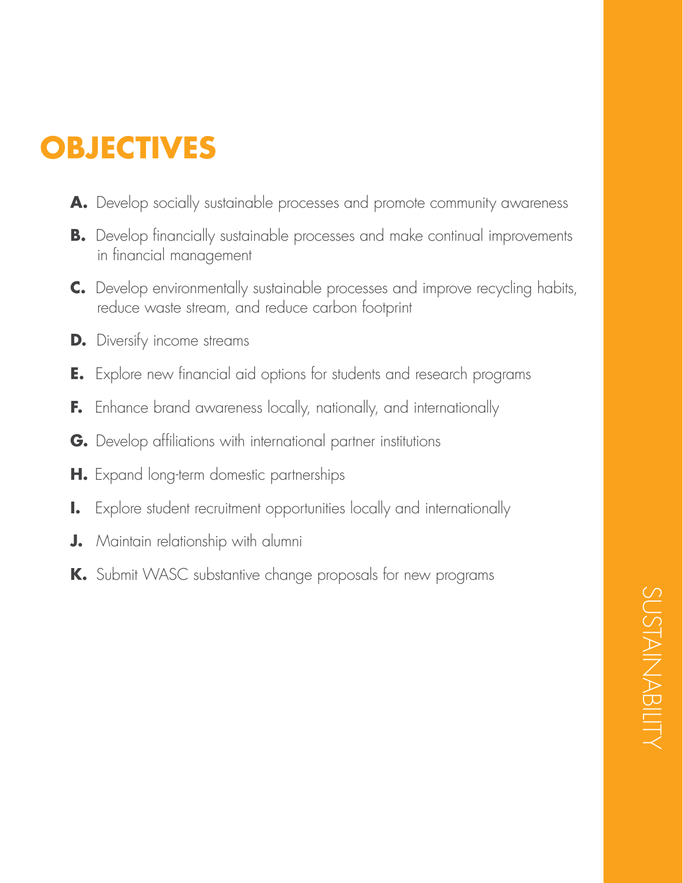# OBJECTIVES

**A.** Develop socially sustainable processes and promote community awareness

**B.** Develop financially sustainable processes and make continual improvements in financial management

**C.** Develop environmentally sustainable processes and improve recycling habits, reduce waste stream, and reduce carbon footprint

**D.** Diversify income streams

**E.** Explore new financial aid options for students and research programs

**F.** Enhance brand awareness locally, nationally, and internationally

**G.** Develop affiliations with international partner institutions

**H.** Expand long-term domestic partnerships

**I.** Explore student recruitment opportunities locally and internationally

**J.** Maintain relationship with alumni

**K.** Submit WASC substantive change proposals for new programs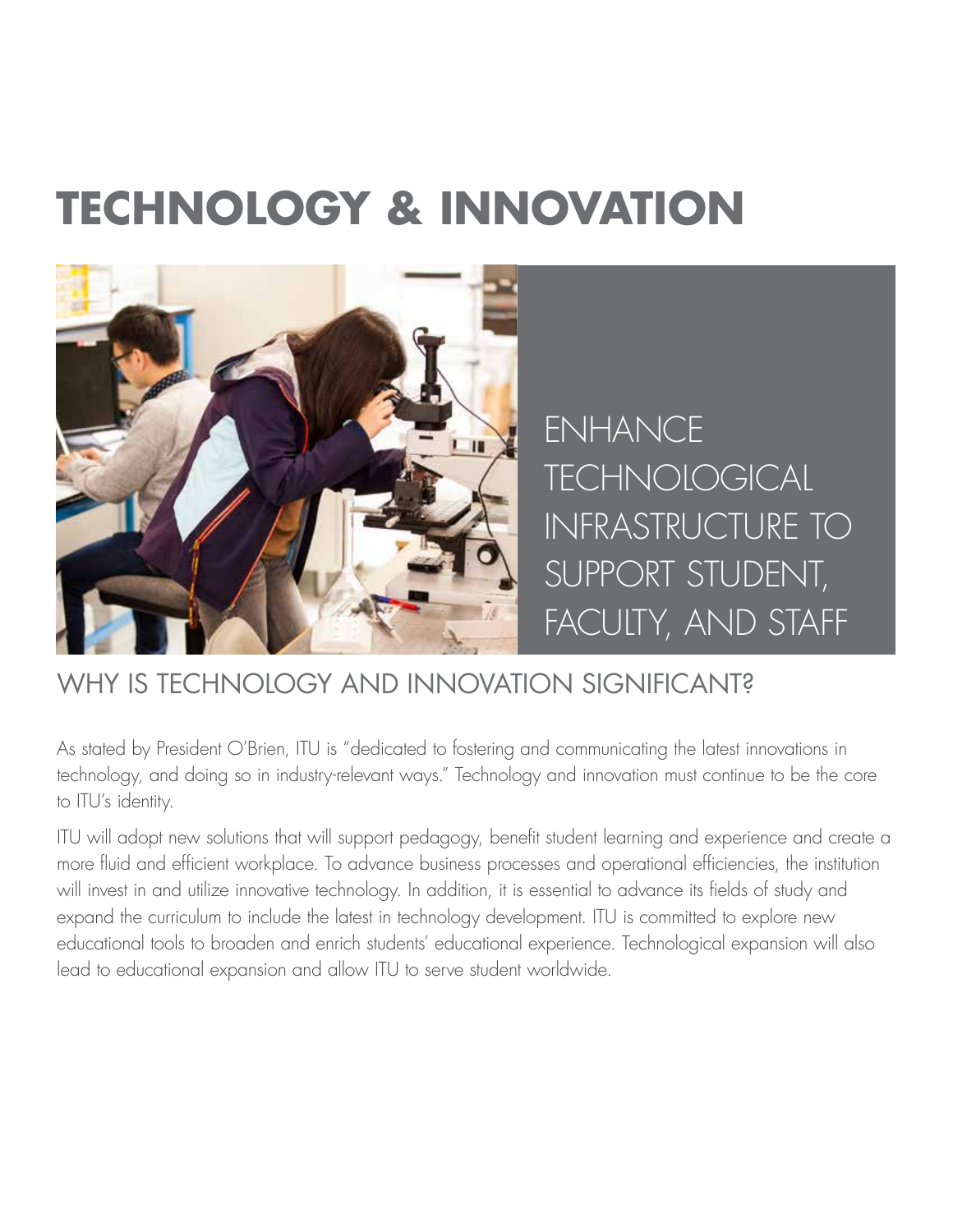# TECHNOLOGY & INNOVATION

ENHANCE TECHNOLOGICAL INFRASTRUCTURE TO SUPPORT STUDENT, FACULTY, AND STAFF

## WHY IS TECHNOLOGY AND INNOVATION SIGNIFICANT?

As stated by President O'Brien, ITU is "dedicated to fostering and communicating the latest innovations in technology, and doing so in industry-relevant ways." Technology and innovation must continue to be the core to ITU's identity.

ITU will adopt new solutions that will support pedagogy, benefit student learning and experience and create a more fluid and efficient workplace. To advance business processes and operational efficiencies, the institution will invest in and utilize innovative technology. In addition, it is essential to advance its fields of study and expand the curriculum to include the latest in technology development. ITU is committed to explore new educational tools to broaden and enrich students' educational experience. Technological expansion will also lead to educational expansion and allow ITU to serve student worldwide.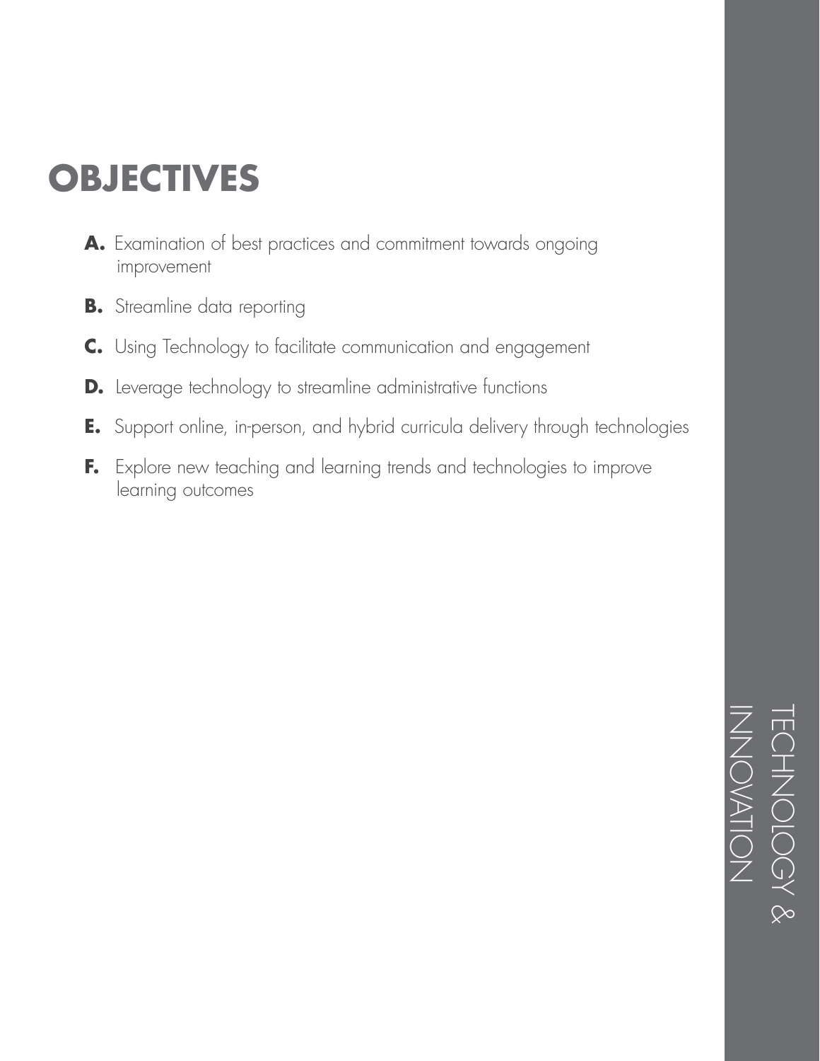# OBJECTIVES

- **A.** Examination of best practices and commitment towards ongoing improvement
- **B.** Streamline data reporting
- **C.** Using Technology to facilitate communication and engagement
- **D.** Leverage technology to streamline administrative functions
- **E.** Support online, in-person, and hybrid curricula delivery through technologies
- **F.** Explore new teaching and learning trends and technologies to improve learning outcomes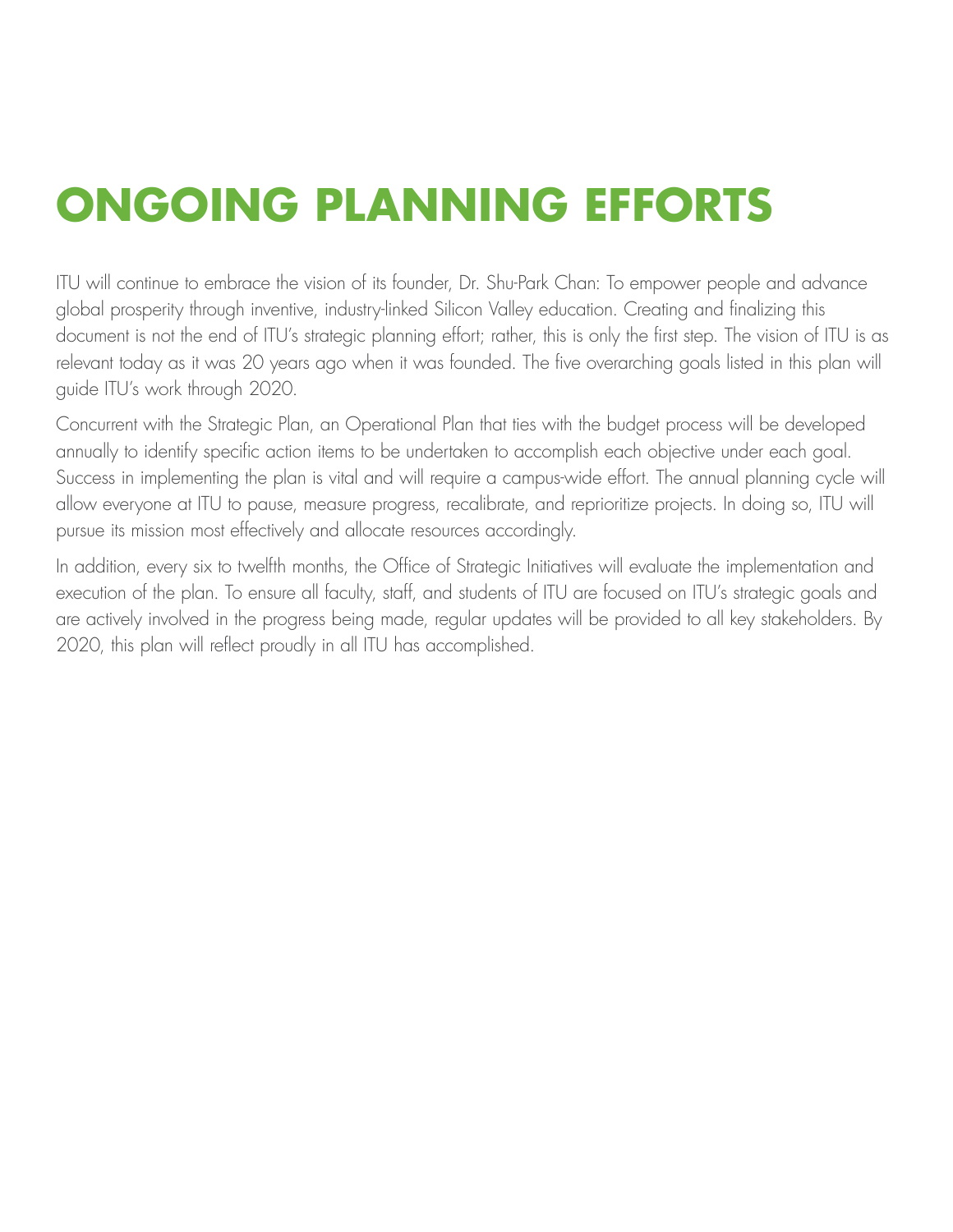# ONGOING PLANNING EFFORTS

ITU will continue to embrace the vision of its founder, Dr. Shu-Park Chan: To empower people and advance global prosperity through inventive, industry-linked Silicon Valley education. Creating and finalizing this document is not the end of ITU's strategic planning effort; rather, this is only the first step. The vision of ITU is as relevant today as it was 20 years ago when it was founded. The five overarching goals listed in this plan will guide ITU's work through 2020.

Concurrent with the Strategic Plan, an Operational Plan that ties with the budget process will be developed annually to identify specific action items to be undertaken to accomplish each objective under each goal. Success in implementing the plan is vital and will require a campus-wide effort. The annual planning cycle will allow everyone at ITU to pause, measure progress, recalibrate, and reprioritize projects. In doing so, ITU will pursue its mission most effectively and allocate resources accordingly.

In addition, every six to twelfth months, the Office of Strategic Initiatives will evaluate the implementation and execution of the plan. To ensure all faculty, staff, and students of ITU are focused on ITU's strategic goals and are actively involved in the progress being made, regular updates will be provided to all key stakeholders. By 2020, this plan will reflect proudly in all ITU has accomplished.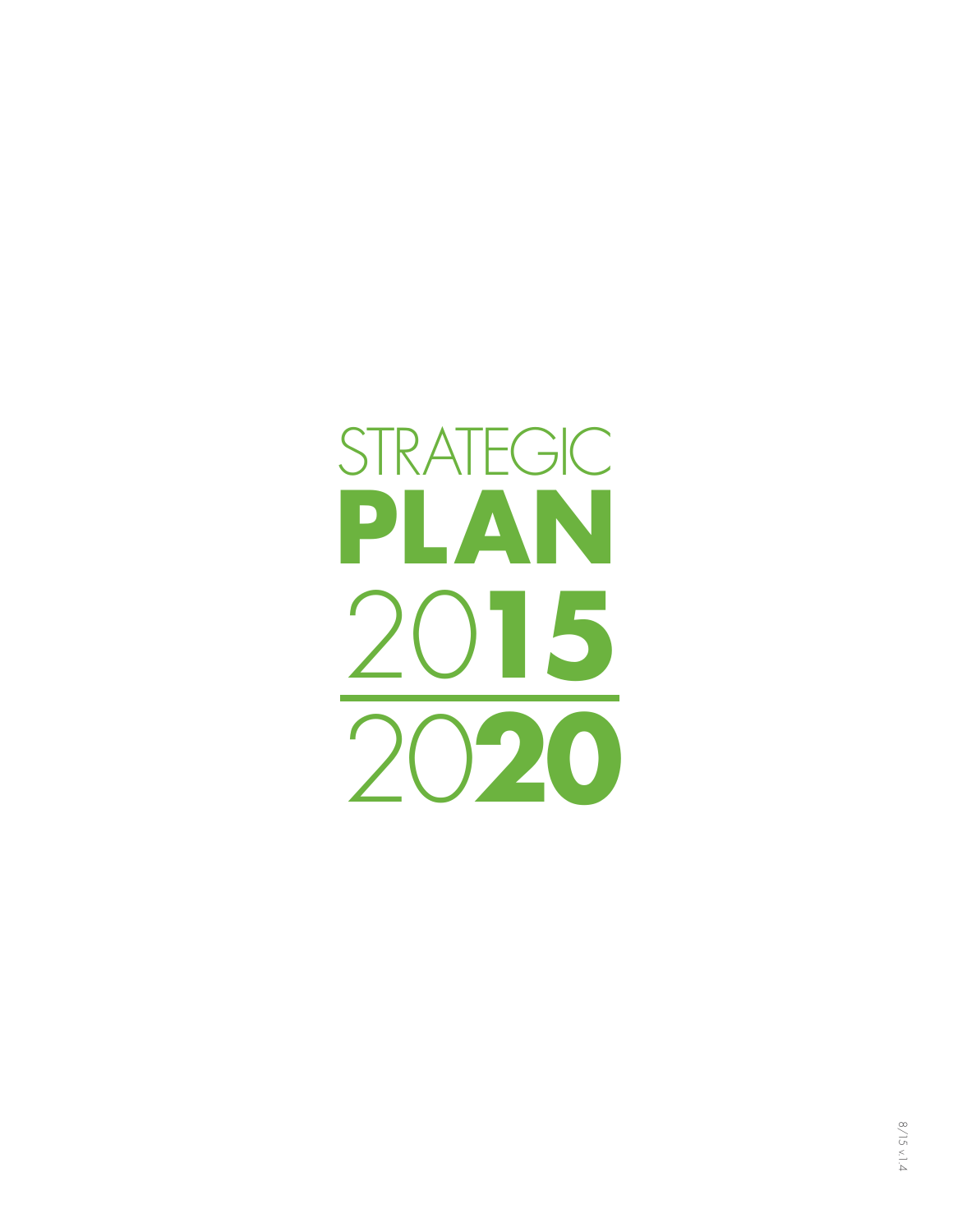# STRATEGIC PLAN 2015 2020

8/15 v.1.4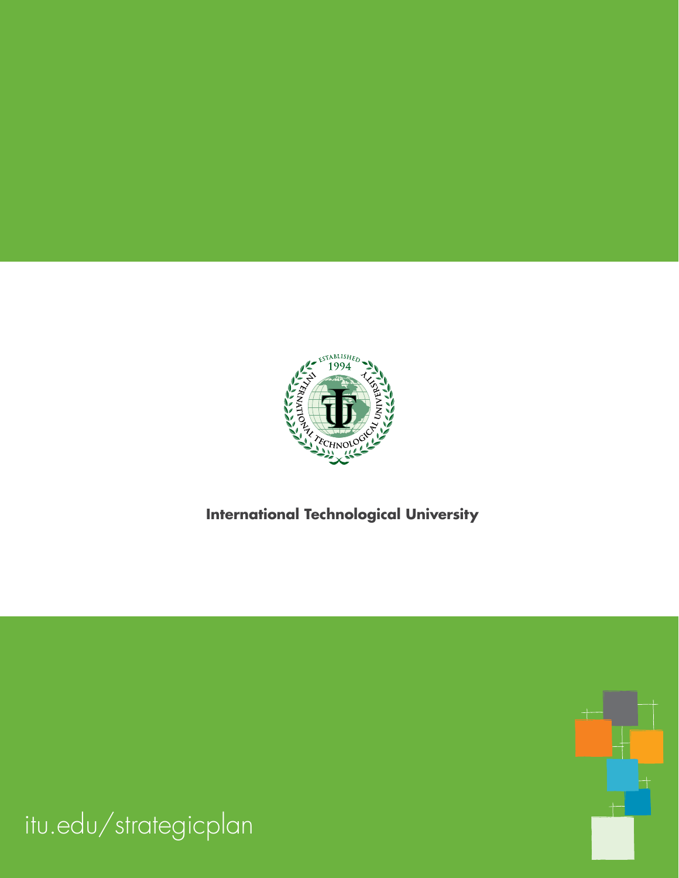**International Technological University**

itu.edu/strategicplan